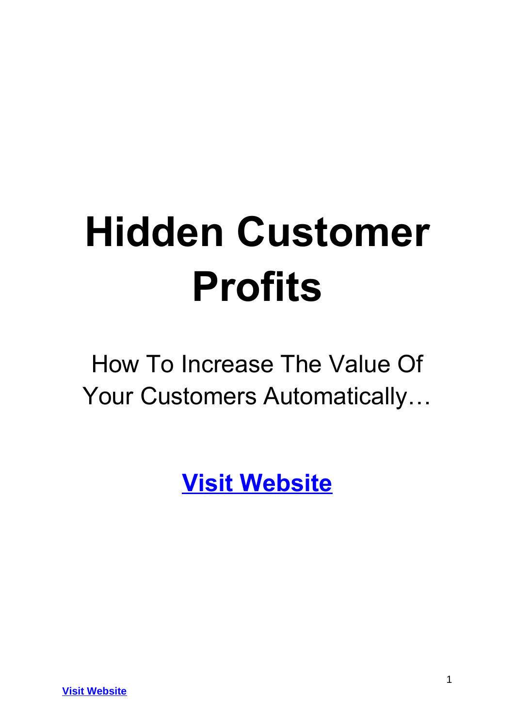# Hidden Customer Profits

How To Increase The Value Of Your Customers Automatically…

**Visit Website**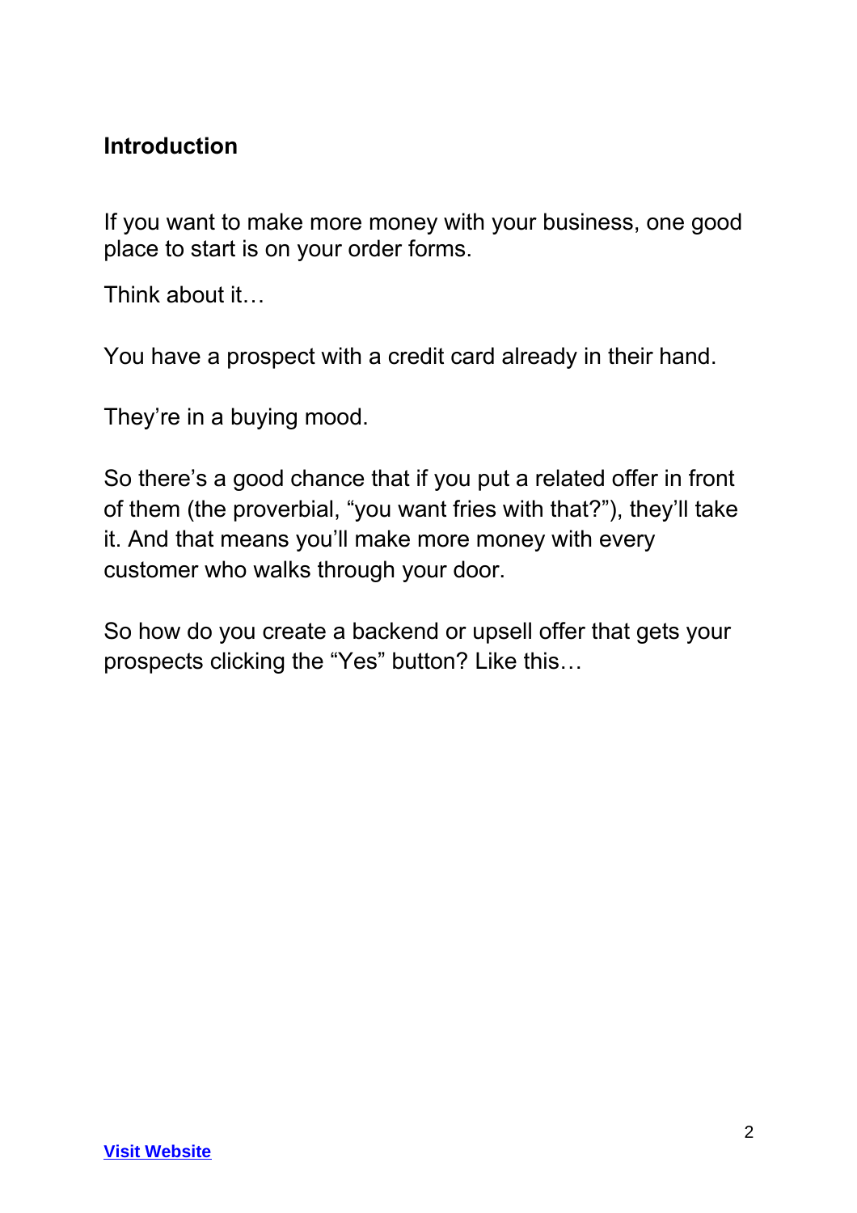## Introduction

If you want to make more money with your business, one good place to start is on your order forms.

Think about it…

You have a prospect with a credit card already in their hand.

They're in a buying mood.

So there's a good chance that if you put a related offer in front of them (the proverbial, "you want fries with that?"), they'll take it. And that means you'll make more money with every customer who walks through your door.

So how do you create a backend or upsell offer that gets your prospects clicking the "Yes" button? Like this…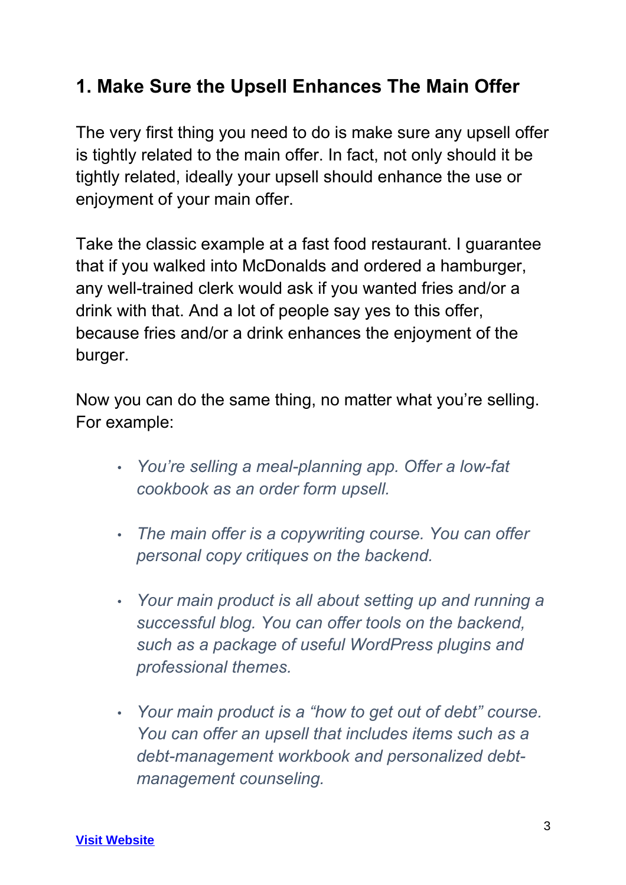## 1. Make Sure the Upsell Enhances The Main Offer

The very first thing you need to do is make sure any upsell offer is tightly related to the main offer. In fact, not only should it be tightly related, ideally your upsell should enhance the use or enjoyment of your main offer.

Take the classic example at a fast food restaurant. I guarantee that if you walked into McDonalds and ordered a hamburger, any well-trained clerk would ask if you wanted fries and/or a drink with that. And a lot of people say yes to this offer, because fries and/or a drink enhances the enjoyment of the burger.

Now you can do the same thing, no matter what you're selling. For example:

- *You're selling a meal-planning app. Offer a low-fat cookbook as an order form upsell.*
- *The main offer is a copywriting course. You can offer personal copy critiques on the backend.*
- *Your main product is all about setting up and running a successful blog. You can offer tools on the backend, such as a package of useful WordPress plugins and professional themes.*
- *Your main product is a "how to get out of debt" course. You can offer an upsell that includes items such as a debt-management workbook and personalized debt-management counseling.*

**Visit Website**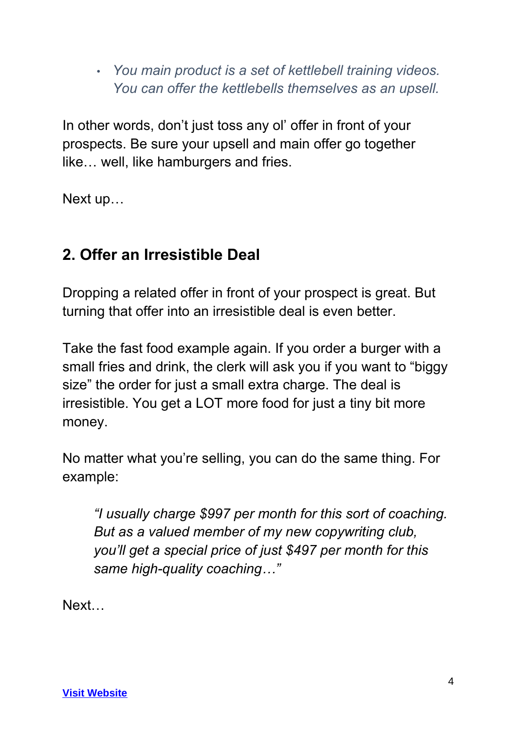- *You main product is a set of kettlebell training videos. You can offer the kettlebells themselves as an upsell.*

In other words, don't just toss any ol' offer in front of your prospects. Be sure your upsell and main offer go together like… well, like hamburgers and fries.

Next up…

## 2. Offer an Irresistible Deal

Dropping a related offer in front of your prospect is great. But turning that offer into an irresistible deal is even better.

Take the fast food example again. If you order a burger with a small fries and drink, the clerk will ask you if you want to "biggy size" the order for just a small extra charge. The deal is irresistible. You get a LOT more food for just a tiny bit more money.

No matter what you're selling, you can do the same thing. For example:

> *"I usually charge $997 per month for this sort of coaching. But as a valued member of my new copywriting club, you'll get a special price of just $497 per month for this same high-quality coaching…"*

Next…

[Visit Website]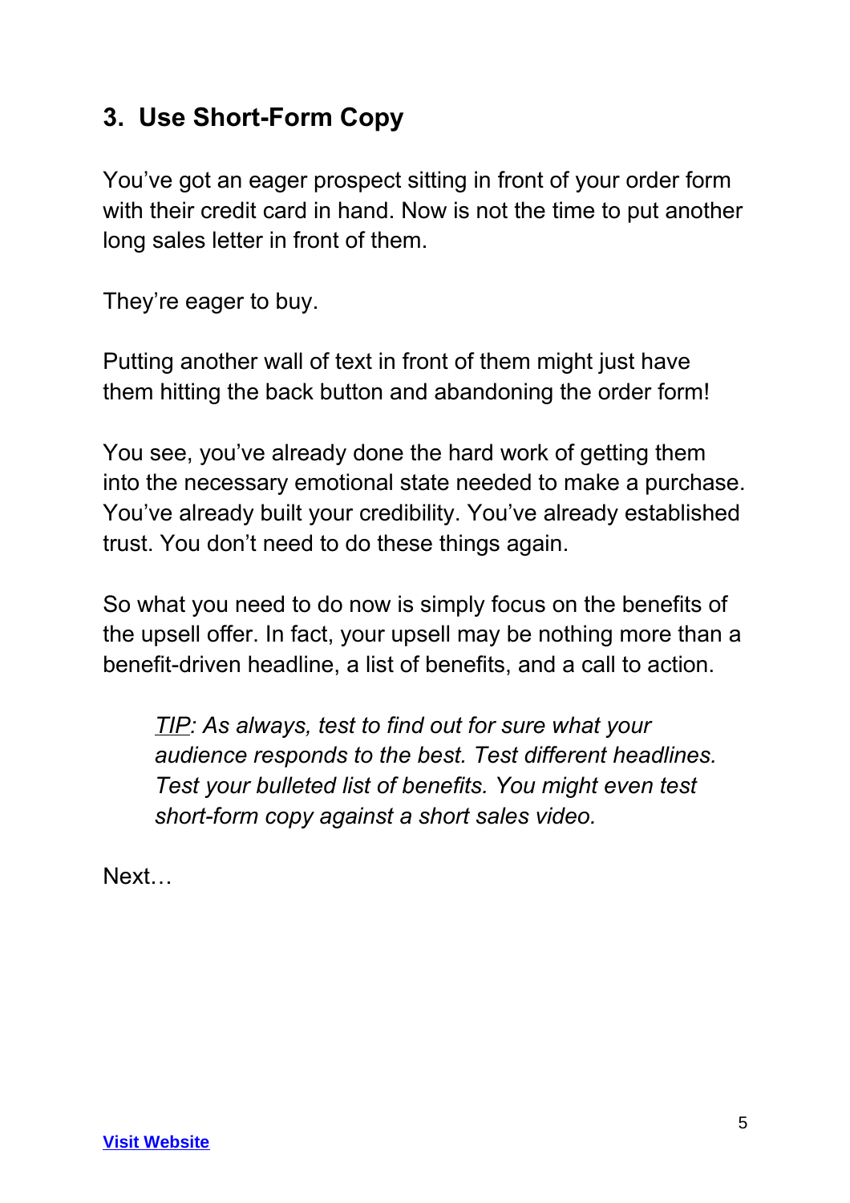## 3. Use Short-Form Copy

You've got an eager prospect sitting in front of your order form with their credit card in hand. Now is not the time to put another long sales letter in front of them.

They're eager to buy.

Putting another wall of text in front of them might just have them hitting the back button and abandoning the order form!

You see, you've already done the hard work of getting them into the necessary emotional state needed to make a purchase. You've already built your credibility. You've already established trust. You don't need to do these things again.

So what you need to do now is simply focus on the benefits of the upsell offer. In fact, your upsell may be nothing more than a benefit-driven headline, a list of benefits, and a call to action.

> *TIP: As always, test to find out for sure what your audience responds to the best. Test different headlines. Test your bulleted list of benefits. You might even test short-form copy against a short sales video.*

Next…

**Visit Website**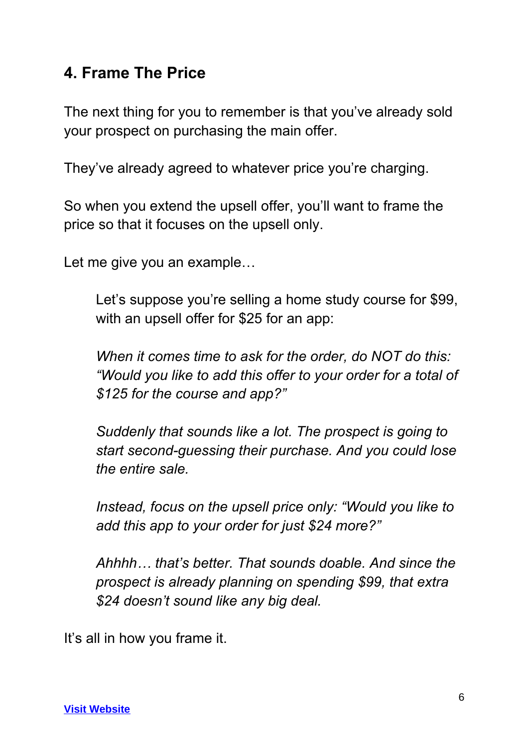## 4. Frame The Price

The next thing for you to remember is that you've already sold your prospect on purchasing the main offer.

They've already agreed to whatever price you're charging.

So when you extend the upsell offer, you'll want to frame the price so that it focuses on the upsell only.

Let me give you an example…

> Let's suppose you're selling a home study course for $99, with an upsell offer for $25 for an app:
>
> *When it comes time to ask for the order, do NOT do this: "Would you like to add this offer to your order for a total of $125 for the course and app?"*
>
> *Suddenly that sounds like a lot. The prospect is going to start second-guessing their purchase. And you could lose the entire sale.*
>
> *Instead, focus on the upsell price only: "Would you like to add this app to your order for just $24 more?"*
>
> *Ahhhh… that's better. That sounds doable. And since the prospect is already planning on spending $99, that extra $24 doesn't sound like any big deal.*

It's all in how you frame it.

**Visit Website**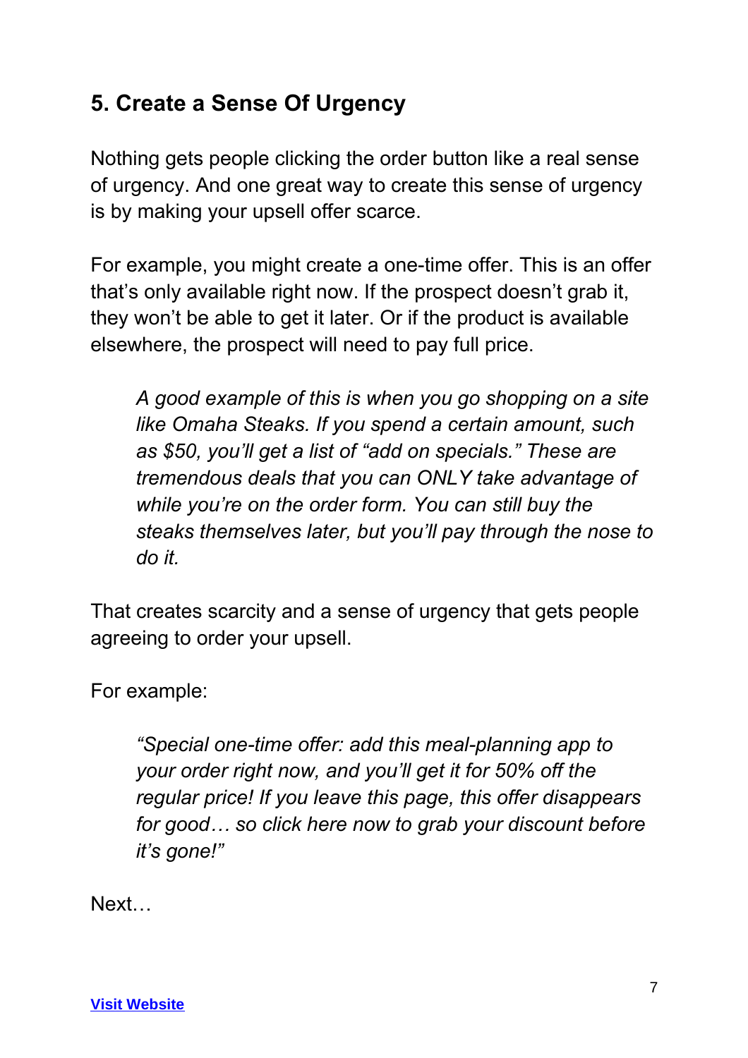## 5. Create a Sense Of Urgency

Nothing gets people clicking the order button like a real sense of urgency. And one great way to create this sense of urgency is by making your upsell offer scarce.

For example, you might create a one-time offer. This is an offer that's only available right now. If the prospect doesn't grab it, they won't be able to get it later. Or if the product is available elsewhere, the prospect will need to pay full price.

> *A good example of this is when you go shopping on a site like Omaha Steaks. If you spend a certain amount, such as $50, you'll get a list of "add on specials." These are tremendous deals that you can ONLY take advantage of while you're on the order form. You can still buy the steaks themselves later, but you'll pay through the nose to do it.*

That creates scarcity and a sense of urgency that gets people agreeing to order your upsell.

For example:

> *"Special one-time offer: add this meal-planning app to your order right now, and you'll get it for 50% off the regular price! If you leave this page, this offer disappears for good… so click here now to grab your discount before it's gone!"*

Next…

**Visit Website**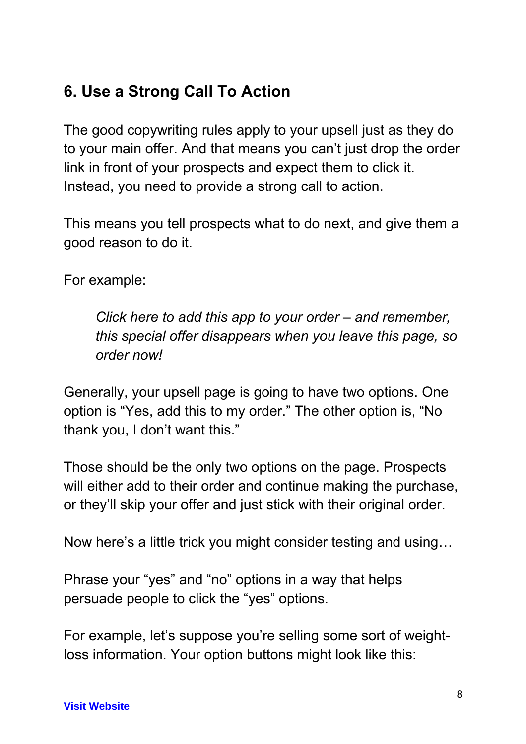## 6. Use a Strong Call To Action

The good copywriting rules apply to your upsell just as they do to your main offer. And that means you can't just drop the order link in front of your prospects and expect them to click it. Instead, you need to provide a strong call to action.

This means you tell prospects what to do next, and give them a good reason to do it.

For example:

> *Click here to add this app to your order – and remember, this special offer disappears when you leave this page, so order now!*

Generally, your upsell page is going to have two options. One option is "Yes, add this to my order." The other option is, "No thank you, I don't want this."

Those should be the only two options on the page. Prospects will either add to their order and continue making the purchase, or they'll skip your offer and just stick with their original order.

Now here's a little trick you might consider testing and using…

Phrase your "yes" and "no" options in a way that helps persuade people to click the "yes" options.

For example, let's suppose you're selling some sort of weight-loss information. Your option buttons might look like this: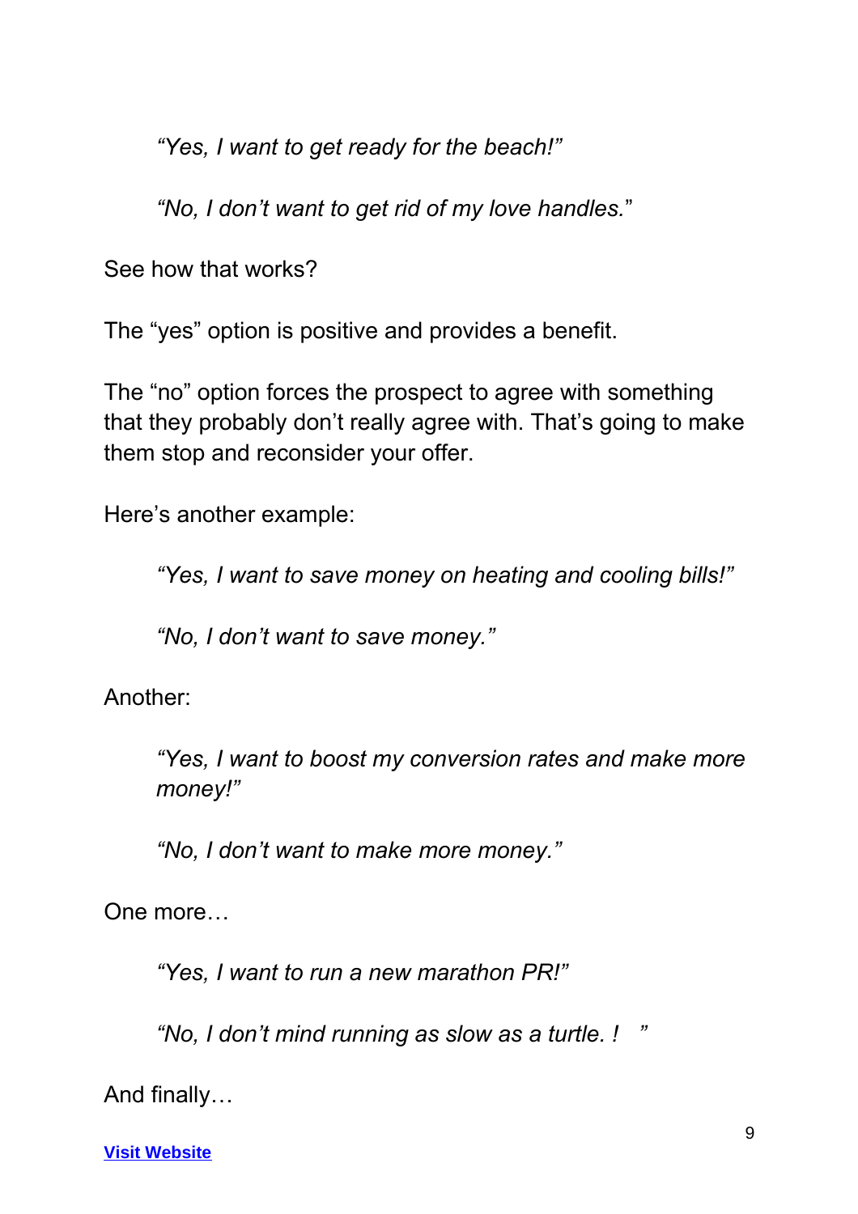> *"Yes, I want to get ready for the beach!"*
>
> *"No, I don't want to get rid of my love handles."*

See how that works?

The "yes" option is positive and provides a benefit.

The "no" option forces the prospect to agree with something that they probably don't really agree with. That's going to make them stop and reconsider your offer.

Here's another example:

> *"Yes, I want to save money on heating and cooling bills!"*
>
> *"No, I don't want to save money."*

Another:

> *"Yes, I want to boost my conversion rates and make more money!"*
>
> *"No, I don't want to make more money."*

One more…

> *"Yes, I want to run a new marathon PR!"*
>
> *"No, I don't mind running as slow as a turtle. !   "*

And finally…

[Visit Website]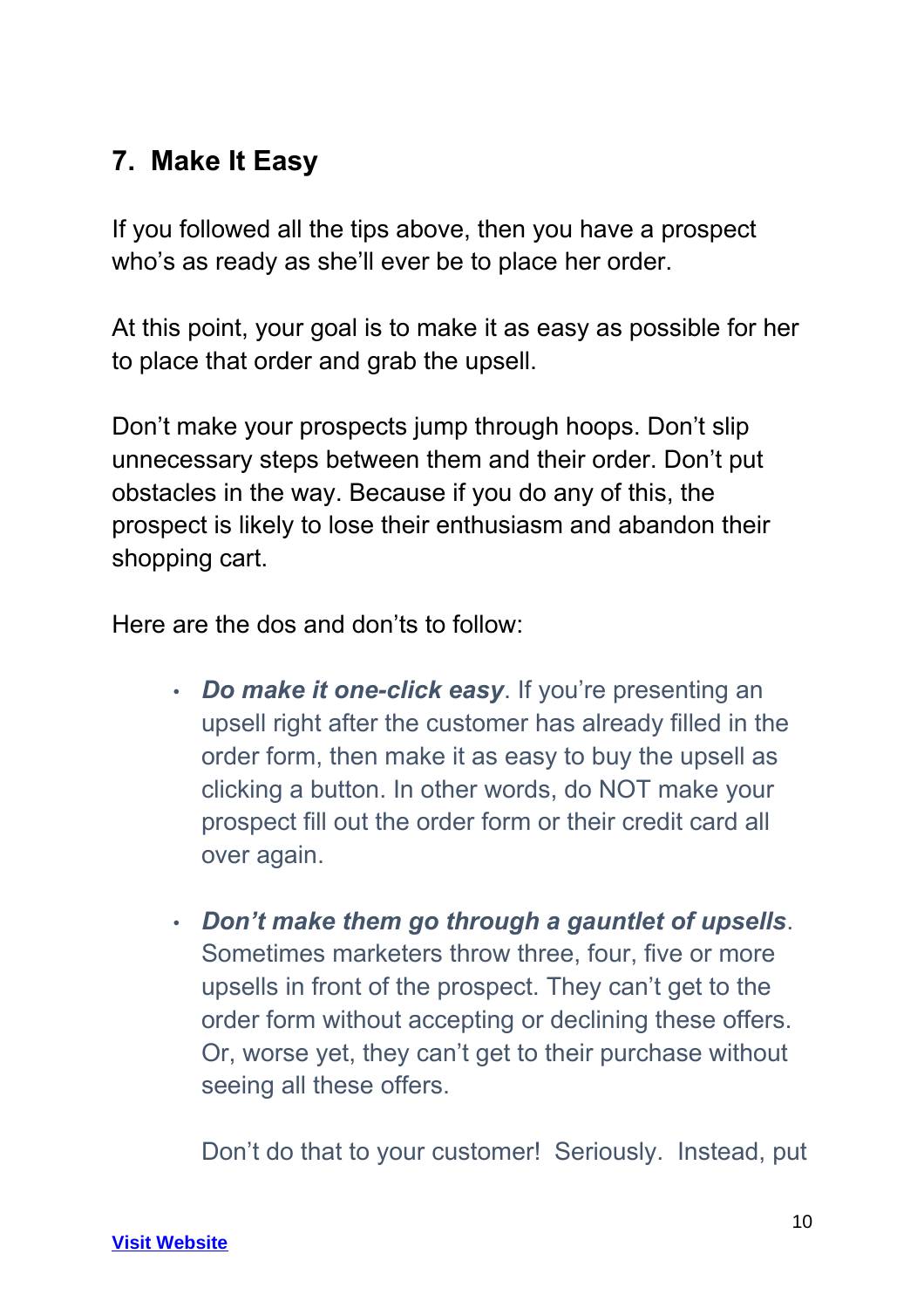## 7. Make It Easy

If you followed all the tips above, then you have a prospect who's as ready as she'll ever be to place her order.

At this point, your goal is to make it as easy as possible for her to place that order and grab the upsell.

Don't make your prospects jump through hoops. Don't slip unnecessary steps between them and their order. Don't put obstacles in the way. Because if you do any of this, the prospect is likely to lose their enthusiasm and abandon their shopping cart.

Here are the dos and don'ts to follow:

- ***Do make it one-click easy***. If you're presenting an upsell right after the customer has already filled in the order form, then make it as easy to buy the upsell as clicking a button. In other words, do NOT make your prospect fill out the order form or their credit card all over again.

- ***Don't make them go through a gauntlet of upsells***. Sometimes marketers throw three, four, five or more upsells in front of the prospect. They can't get to the order form without accepting or declining these offers. Or, worse yet, they can't get to their purchase without seeing all these offers.

  Don't do that to your customer! Seriously. Instead, put

[Visit Website]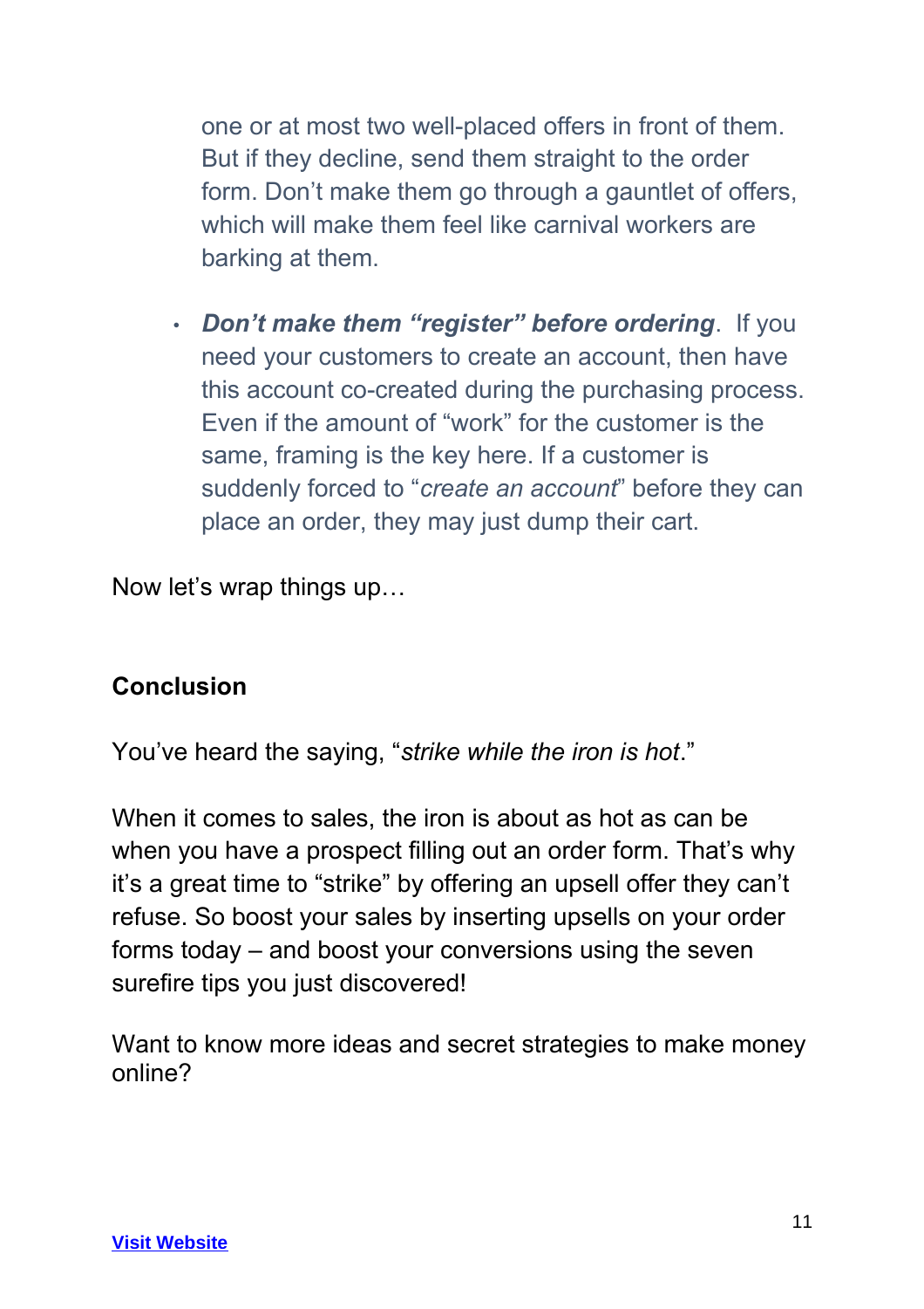one or at most two well-placed offers in front of them. But if they decline, send them straight to the order form. Don't make them go through a gauntlet of offers, which will make them feel like carnival workers are barking at them.

- ***Don't make them "register" before ordering***. If you need your customers to create an account, then have this account co-created during the purchasing process. Even if the amount of "work" for the customer is the same, framing is the key here. If a customer is suddenly forced to "*create an account*" before they can place an order, they may just dump their cart.

Now let's wrap things up…

## Conclusion

You've heard the saying, "*strike while the iron is hot*."

When it comes to sales, the iron is about as hot as can be when you have a prospect filling out an order form. That's why it's a great time to "strike" by offering an upsell offer they can't refuse. So boost your sales by inserting upsells on your order forms today – and boost your conversions using the seven surefire tips you just discovered!

Want to know more ideas and secret strategies to make money online?

**Visit Website**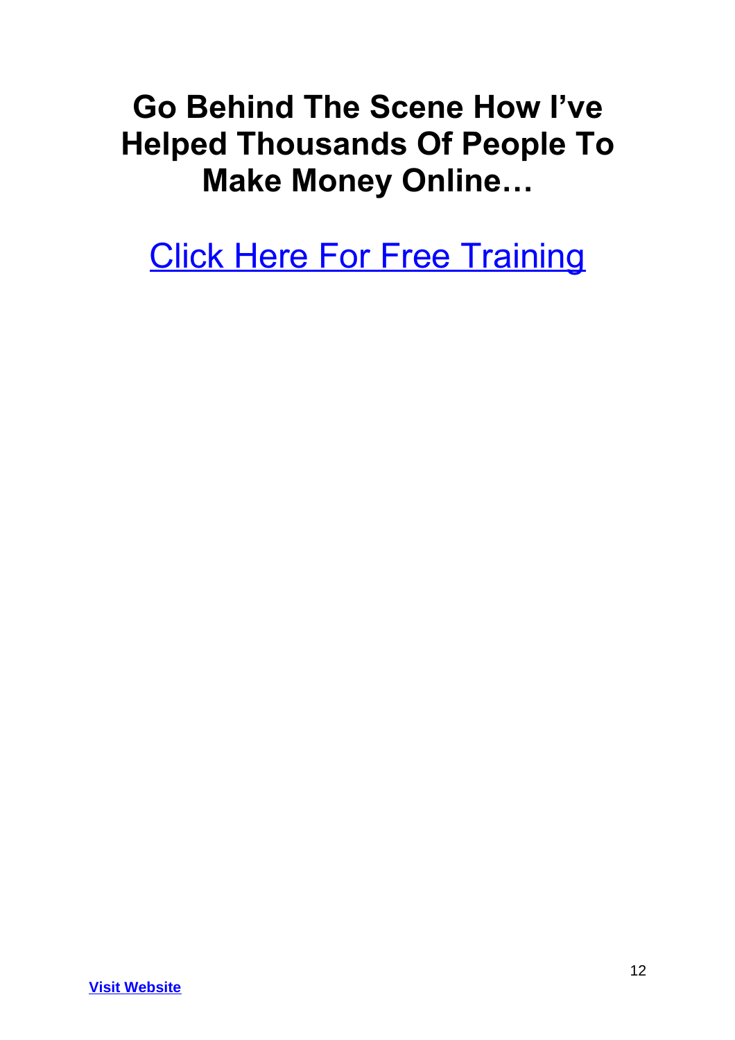# Go Behind The Scene How I've Helped Thousands Of People To Make Money Online…

Click Here For Free Training

**Visit Website**